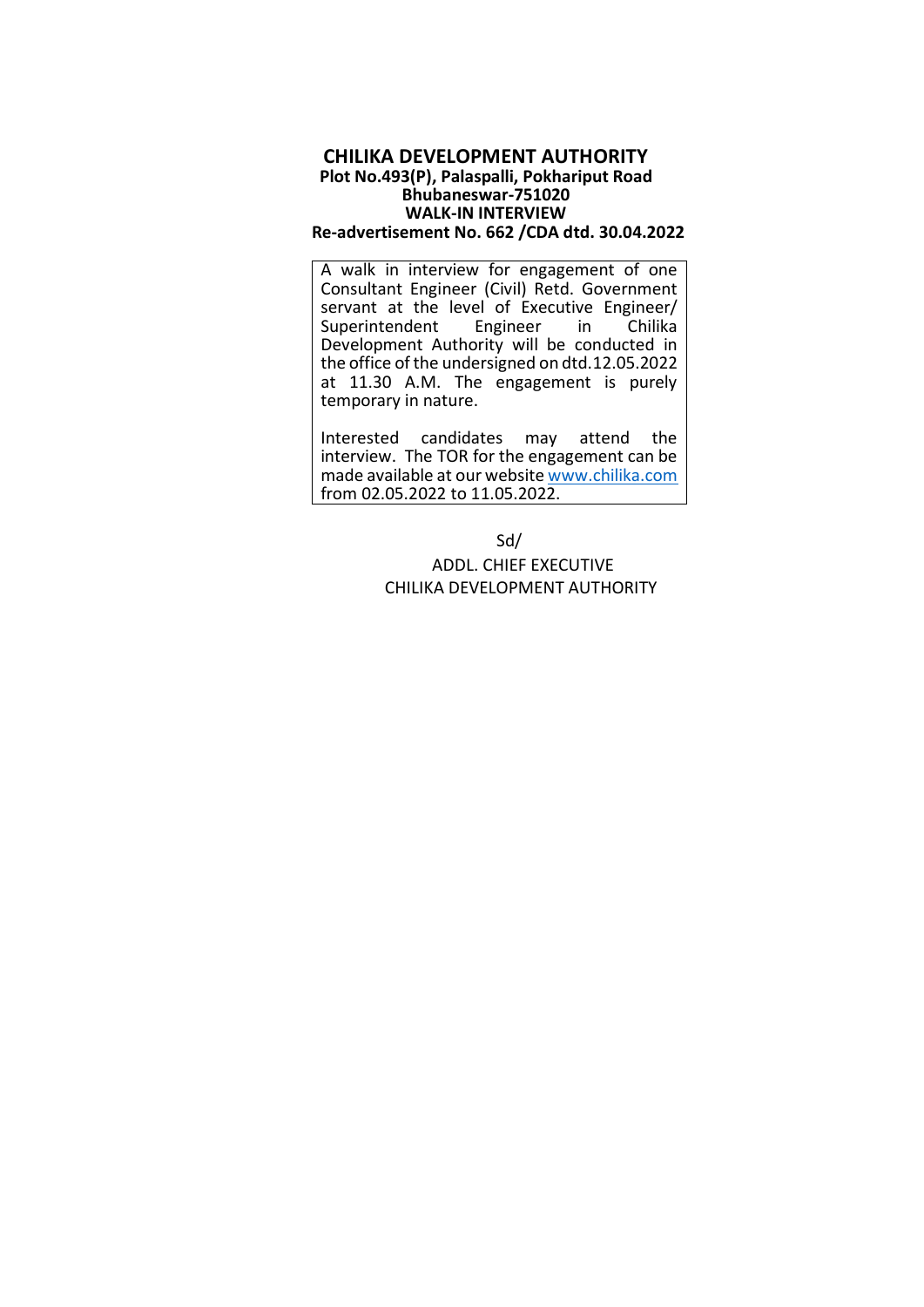# CHILIKA DEVELOPMENT AUTHORITY

**Plot No.493(P), Palaspalli, Pokhariput Road**
**Bhubaneswar-751020**
**WALK-IN INTERVIEW**
**Re-advertisement No. 662 /CDA dtd. 30.04.2022**

A walk in interview for engagement of one Consultant Engineer (Civil) Retd. Government servant at the level of Executive Engineer/ Superintendent Engineer in Chilika Development Authority will be conducted in the office of the undersigned on dtd.12.05.2022 at 11.30 A.M. The engagement is purely temporary in nature.

Interested candidates may attend the interview. The TOR for the engagement can be made available at our website www.chilika.com from 02.05.2022 to 11.05.2022.

Sd/

ADDL. CHIEF EXECUTIVE
CHILIKA DEVELOPMENT AUTHORITY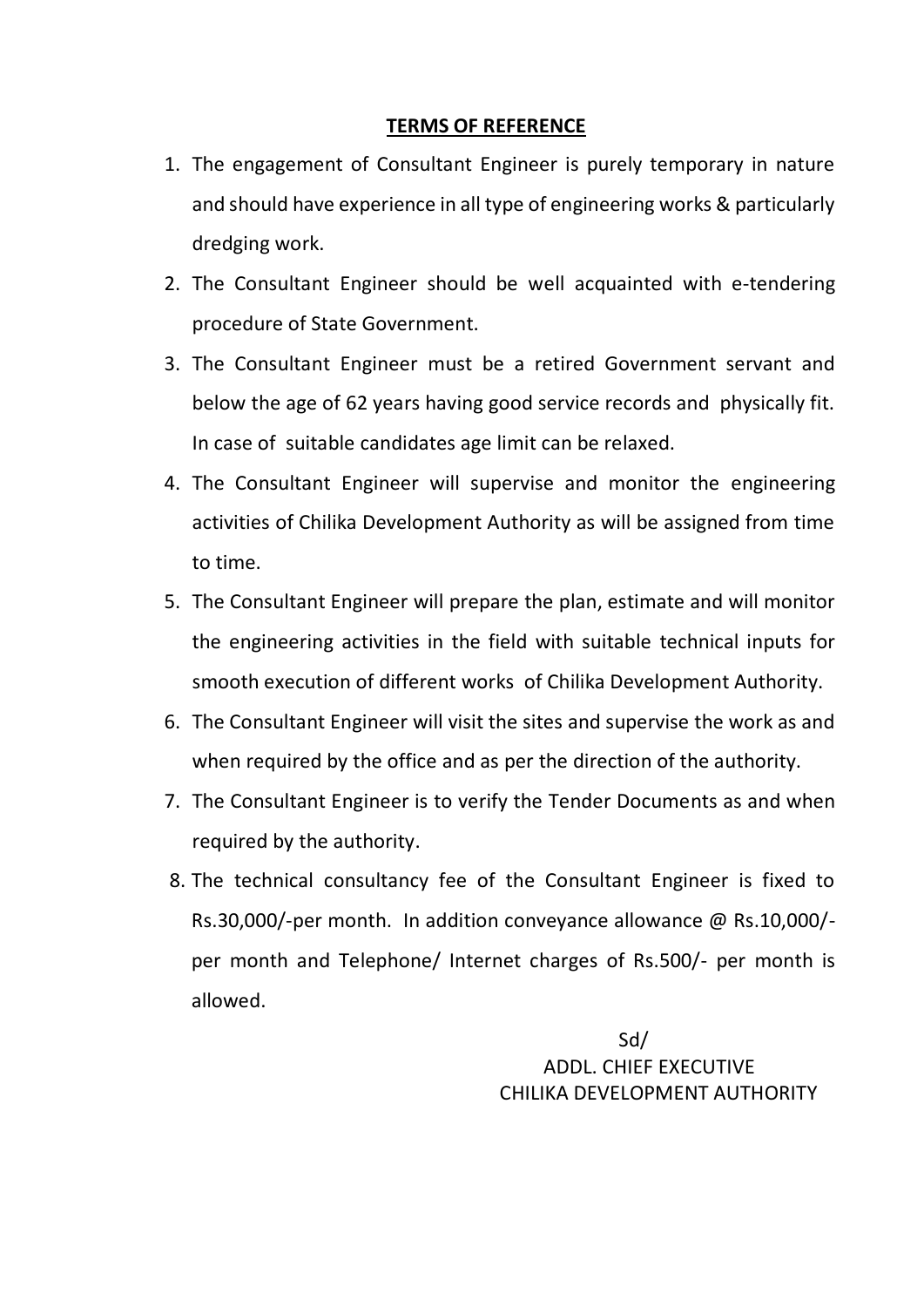## TERMS OF REFERENCE

1. The engagement of Consultant Engineer is purely temporary in nature and should have experience in all type of engineering works & particularly dredging work.
2. The Consultant Engineer should be well acquainted with e-tendering procedure of State Government.
3. The Consultant Engineer must be a retired Government servant and below the age of 62 years having good service records and physically fit. In case of suitable candidates age limit can be relaxed.
4. The Consultant Engineer will supervise and monitor the engineering activities of Chilika Development Authority as will be assigned from time to time.
5. The Consultant Engineer will prepare the plan, estimate and will monitor the engineering activities in the field with suitable technical inputs for smooth execution of different works of Chilika Development Authority.
6. The Consultant Engineer will visit the sites and supervise the work as and when required by the office and as per the direction of the authority.
7. The Consultant Engineer is to verify the Tender Documents as and when required by the authority.
8. The technical consultancy fee of the Consultant Engineer is fixed to Rs.30,000/-per month. In addition conveyance allowance @ Rs.10,000/- per month and Telephone/ Internet charges of Rs.500/- per month is allowed.

Sd/
ADDL. CHIEF EXECUTIVE
CHILIKA DEVELOPMENT AUTHORITY